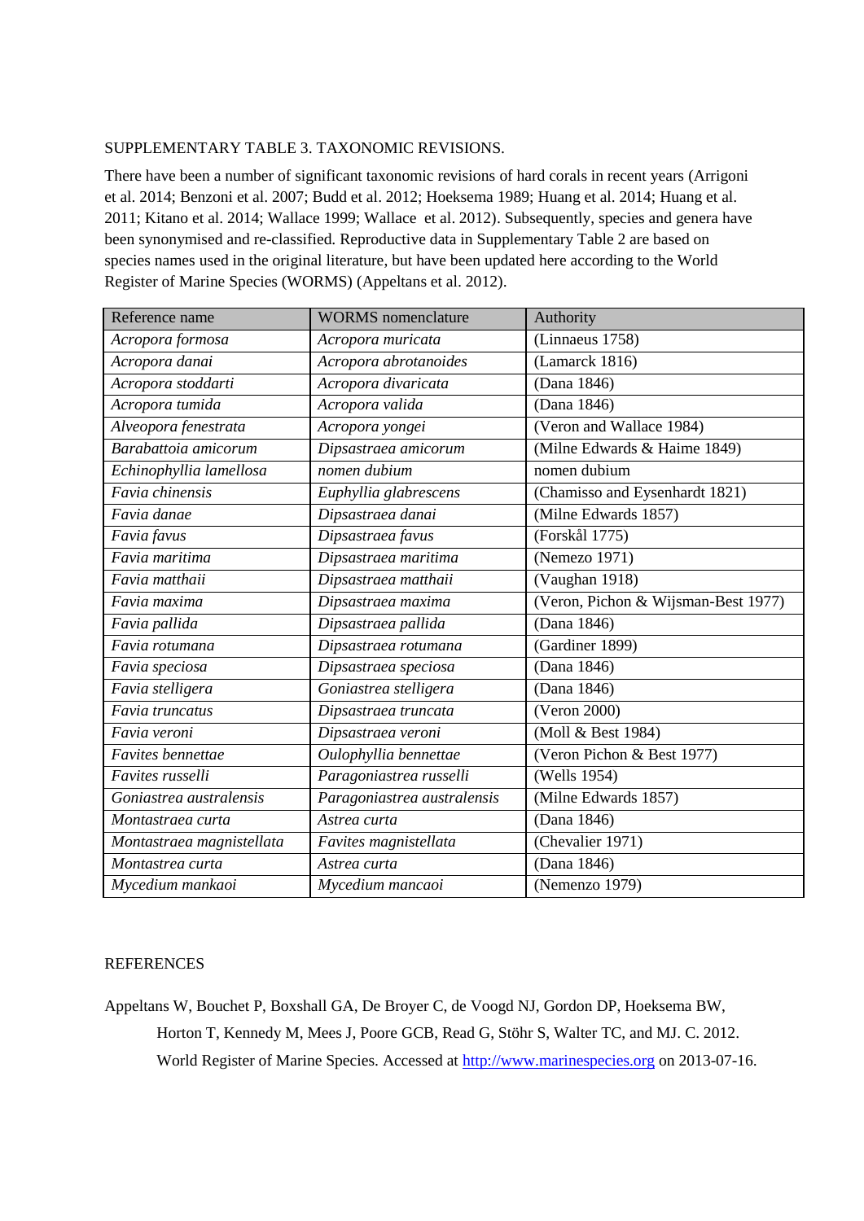SUPPLEMENTARY TABLE 3. TAXONOMIC REVISIONS.

There have been a number of significant taxonomic revisions of hard corals in recent years (Arrigoni et al. 2014; Benzoni et al. 2007; Budd et al. 2012; Hoeksema 1989; Huang et al. 2014; Huang et al. 2011; Kitano et al. 2014; Wallace 1999; Wallace et al. 2012). Subsequently, species and genera have been synonymised and re-classified. Reproductive data in Supplementary Table 2 are based on species names used in the original literature, but have been updated here according to the World Register of Marine Species (WORMS) (Appeltans et al. 2012).

| Reference name | WORMS nomenclature | Authority |
| --- | --- | --- |
| *Acropora formosa* | *Acropora muricata* | (Linnaeus 1758) |
| *Acropora danai* | *Acropora abrotanoides* | (Lamarck 1816) |
| *Acropora stoddarti* | *Acropora divaricata* | (Dana 1846) |
| *Acropora tumida* | *Acropora valida* | (Dana 1846) |
| *Alveopora fenestrata* | *Acropora yongei* | (Veron and Wallace 1984) |
| *Barabattoia amicorum* | *Dipsastraea amicorum* | (Milne Edwards & Haime 1849) |
| *Echinophyllia lamellosa* | *nomen dubium* | nomen dubium |
| *Favia chinensis* | *Euphyllia glabrescens* | (Chamisso and Eysenhardt 1821) |
| *Favia danae* | *Dipsastraea danai* | (Milne Edwards 1857) |
| *Favia favus* | *Dipsastraea favus* | (Forskål 1775) |
| *Favia maritima* | *Dipsastraea maritima* | (Nemezo 1971) |
| *Favia matthaii* | *Dipsastraea matthaii* | (Vaughan 1918) |
| *Favia maxima* | *Dipsastraea maxima* | (Veron, Pichon & Wijsman-Best 1977) |
| *Favia pallida* | *Dipsastraea pallida* | (Dana 1846) |
| *Favia rotumana* | *Dipsastraea rotumana* | (Gardiner 1899) |
| *Favia speciosa* | *Dipsastraea speciosa* | (Dana 1846) |
| *Favia stelligera* | *Goniastrea stelligera* | (Dana 1846) |
| *Favia truncatus* | *Dipsastraea truncata* | (Veron 2000) |
| *Favia veroni* | *Dipsastraea veroni* | (Moll & Best 1984) |
| *Favites bennettae* | *Oulophyllia bennettae* | (Veron Pichon & Best 1977) |
| *Favites russelli* | *Paragoniastrea russelli* | (Wells 1954) |
| *Goniastrea australensis* | *Paragoniastrea australensis* | (Milne Edwards 1857) |
| *Montastraea curta* | *Astrea curta* | (Dana 1846) |
| *Montastraea magnistellata* | *Favites magnistellata* | (Chevalier 1971) |
| *Montastrea curta* | *Astrea curta* | (Dana 1846) |
| *Mycedium mankaoi* | *Mycedium mancaoi* | (Nemenzo 1979) |

REFERENCES

Appeltans W, Bouchet P, Boxshall GA, De Broyer C, de Voogd NJ, Gordon DP, Hoeksema BW, Horton T, Kennedy M, Mees J, Poore GCB, Read G, Stöhr S, Walter TC, and MJ. C. 2012. World Register of Marine Species. Accessed at http://www.marinespecies.org on 2013-07-16.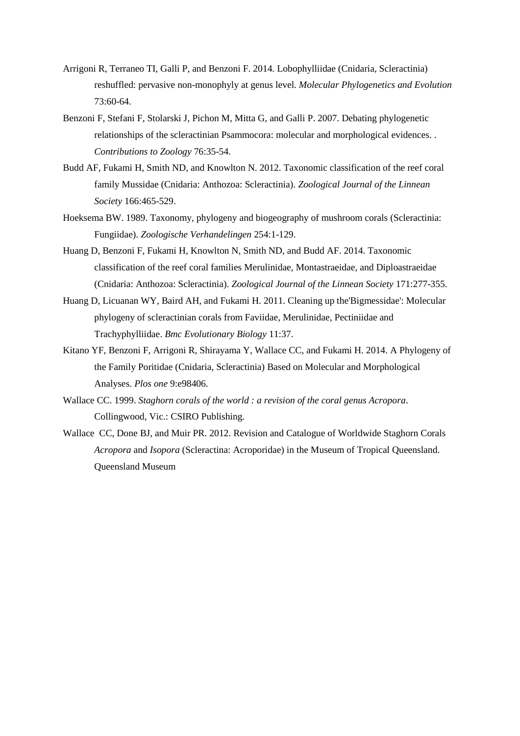Arrigoni R, Terraneo TI, Galli P, and Benzoni F. 2014. Lobophylliidae (Cnidaria, Scleractinia) reshuffled: pervasive non-monophyly at genus level. *Molecular Phylogenetics and Evolution* 73:60-64.

Benzoni F, Stefani F, Stolarski J, Pichon M, Mitta G, and Galli P. 2007. Debating phylogenetic relationships of the scleractinian Psammocora: molecular and morphological evidences. . *Contributions to Zoology* 76:35-54.

Budd AF, Fukami H, Smith ND, and Knowlton N. 2012. Taxonomic classification of the reef coral family Mussidae (Cnidaria: Anthozoa: Scleractinia). *Zoological Journal of the Linnean Society* 166:465-529.

Hoeksema BW. 1989. Taxonomy, phylogeny and biogeography of mushroom corals (Scleractinia: Fungiidae). *Zoologische Verhandelingen* 254:1-129.

Huang D, Benzoni F, Fukami H, Knowlton N, Smith ND, and Budd AF. 2014. Taxonomic classification of the reef coral families Merulinidae, Montastraeidae, and Diploastraeidae (Cnidaria: Anthozoa: Scleractinia). *Zoological Journal of the Linnean Society* 171:277-355.

Huang D, Licuanan WY, Baird AH, and Fukami H. 2011. Cleaning up the'Bigmessidae': Molecular phylogeny of scleractinian corals from Faviidae, Merulinidae, Pectiniidae and Trachyphylliidae. *Bmc Evolutionary Biology* 11:37.

Kitano YF, Benzoni F, Arrigoni R, Shirayama Y, Wallace CC, and Fukami H. 2014. A Phylogeny of the Family Poritidae (Cnidaria, Scleractinia) Based on Molecular and Morphological Analyses. *Plos one* 9:e98406.

Wallace CC. 1999. *Staghorn corals of the world : a revision of the coral genus Acropora*. Collingwood, Vic.: CSIRO Publishing.

Wallace CC, Done BJ, and Muir PR. 2012. Revision and Catalogue of Worldwide Staghorn Corals *Acropora* and *Isopora* (Scleractina: Acroporidae) in the Museum of Tropical Queensland. Queensland Museum